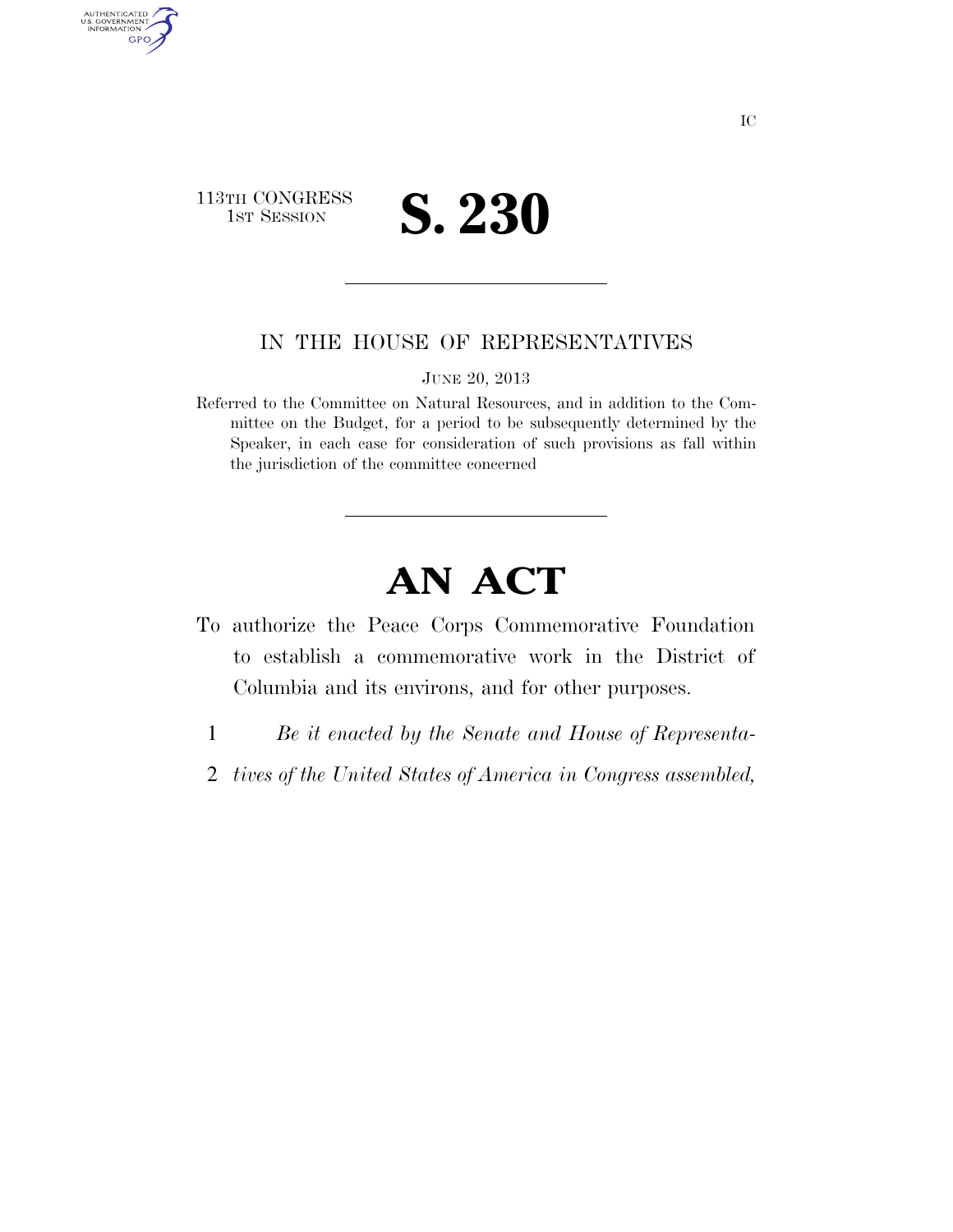113TH CONGRESS
1ST SESSION

# S. 230

IN THE HOUSE OF REPRESENTATIVES

JUNE 20, 2013

Referred to the Committee on Natural Resources, and in addition to the Committee on the Budget, for a period to be subsequently determined by the Speaker, in each case for consideration of such provisions as fall within the jurisdiction of the committee concerned

# AN ACT

To authorize the Peace Corps Commemorative Foundation to establish a commemorative work in the District of Columbia and its environs, and for other purposes.

1 *Be it enacted by the Senate and House of Representa-*
2 *tives of the United States of America in Congress assembled,*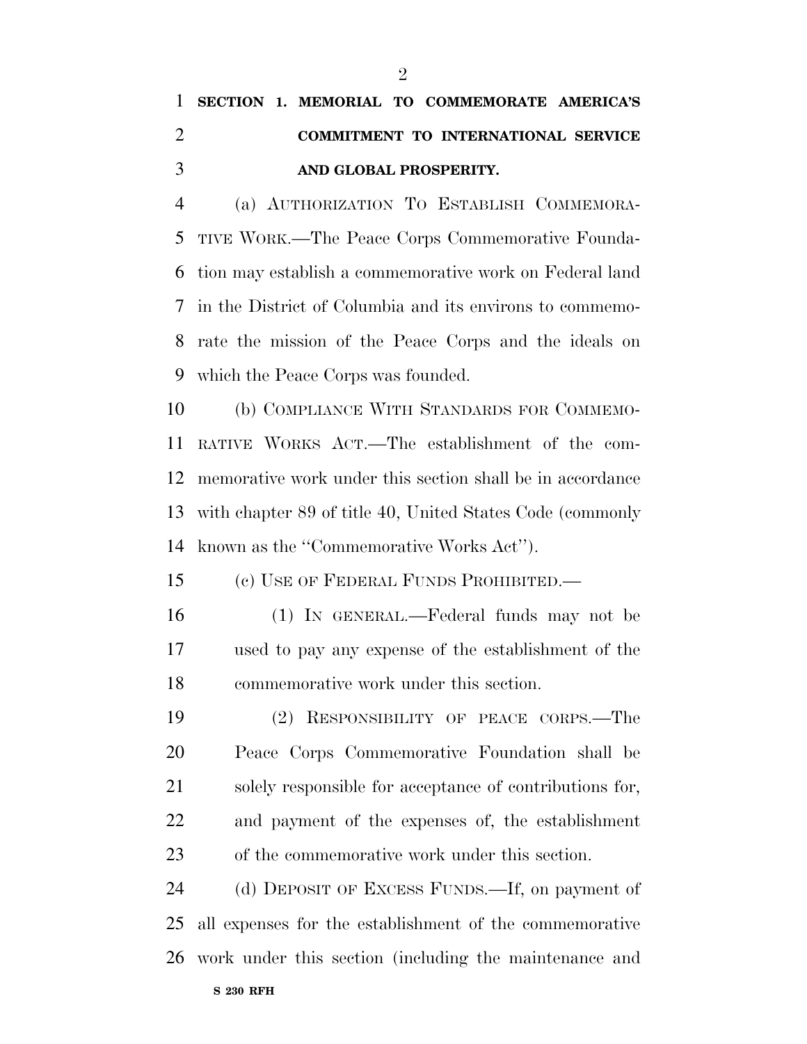**SECTION 1. MEMORIAL TO COMMEMORATE AMERICA'S COMMITMENT TO INTERNATIONAL SERVICE AND GLOBAL PROSPERITY.**

(a) AUTHORIZATION TO ESTABLISH COMMEMORATIVE WORK.—The Peace Corps Commemorative Foundation may establish a commemorative work on Federal land in the District of Columbia and its environs to commemorate the mission of the Peace Corps and the ideals on which the Peace Corps was founded.

(b) COMPLIANCE WITH STANDARDS FOR COMMEMORATIVE WORKS ACT.—The establishment of the commemorative work under this section shall be in accordance with chapter 89 of title 40, United States Code (commonly known as the "Commemorative Works Act").

(c) USE OF FEDERAL FUNDS PROHIBITED.—

(1) IN GENERAL.—Federal funds may not be used to pay any expense of the establishment of the commemorative work under this section.

(2) RESPONSIBILITY OF PEACE CORPS.—The Peace Corps Commemorative Foundation shall be solely responsible for acceptance of contributions for, and payment of the expenses of, the establishment of the commemorative work under this section.

(d) DEPOSIT OF EXCESS FUNDS.—If, on payment of all expenses for the establishment of the commemorative work under this section (including the maintenance and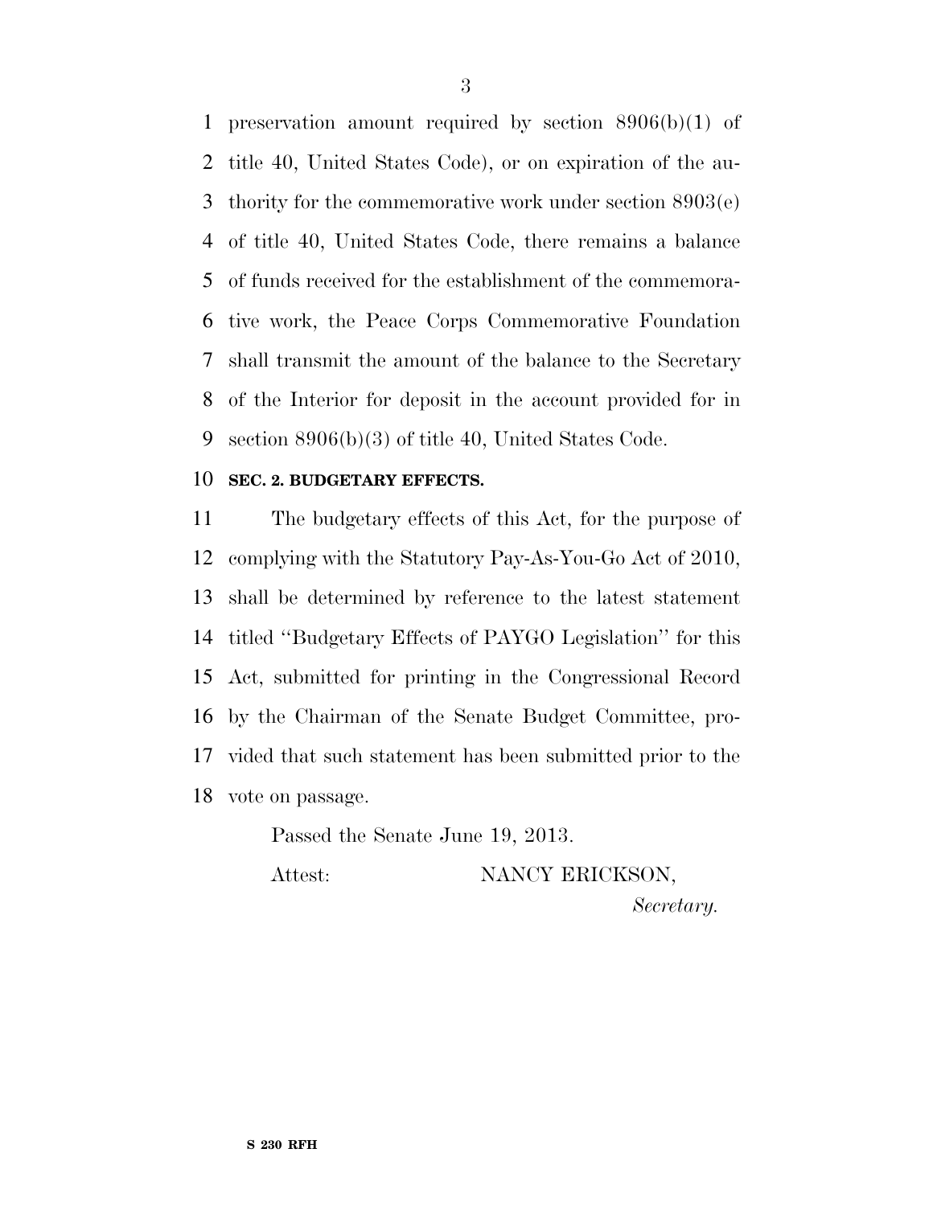preservation amount required by section 8906(b)(1) of title 40, United States Code), or on expiration of the authority for the commemorative work under section 8903(e) of title 40, United States Code, there remains a balance of funds received for the establishment of the commemorative work, the Peace Corps Commemorative Foundation shall transmit the amount of the balance to the Secretary of the Interior for deposit in the account provided for in section 8906(b)(3) of title 40, United States Code.

**SEC. 2. BUDGETARY EFFECTS.**

The budgetary effects of this Act, for the purpose of complying with the Statutory Pay-As-You-Go Act of 2010, shall be determined by reference to the latest statement titled ''Budgetary Effects of PAYGO Legislation'' for this Act, submitted for printing in the Congressional Record by the Chairman of the Senate Budget Committee, provided that such statement has been submitted prior to the vote on passage.

Passed the Senate June 19, 2013.

Attest: NANCY ERICKSON,

*Secretary.*